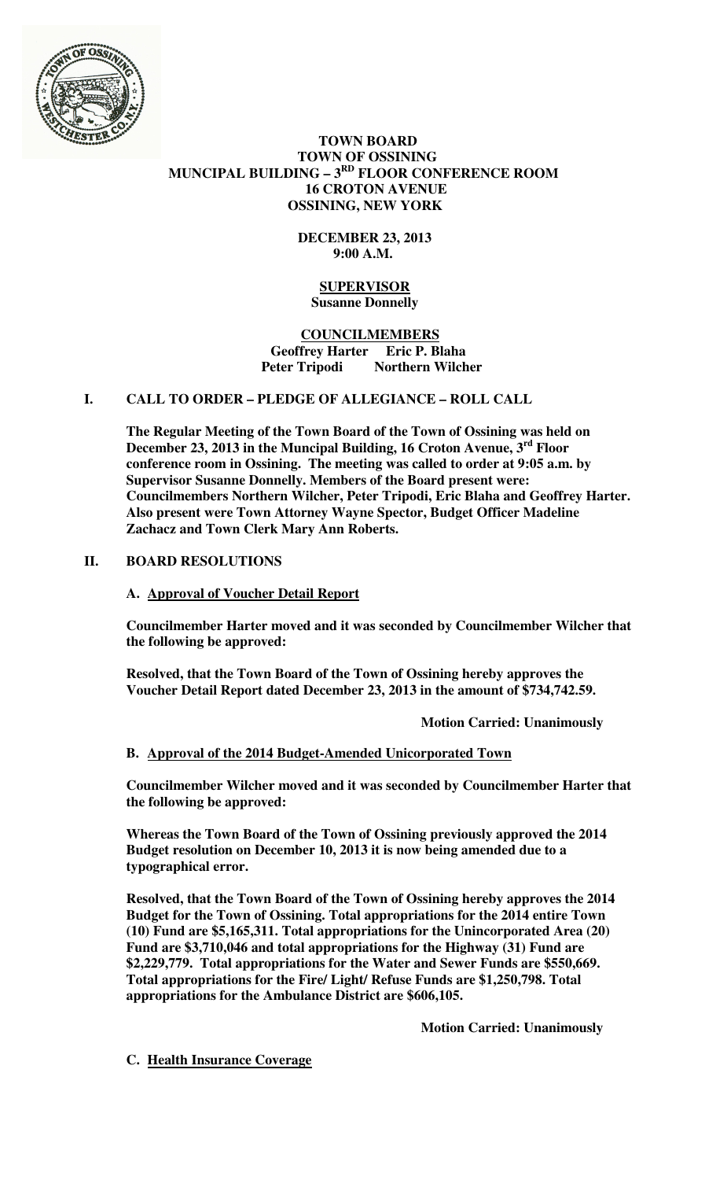**TOWN BOARD**
**TOWN OF OSSINING**
**MUNCIPAL BUILDING – 3RD FLOOR CONFERENCE ROOM**
**16 CROTON AVENUE**
**OSSINING, NEW YORK**

**DECEMBER 23, 2013**
**9:00 A.M.**

**SUPERVISOR**
**Susanne Donnelly**

**COUNCILMEMBERS**
**Geoffrey Harter Eric P. Blaha**
**Peter Tripodi Northern Wilcher**

## I. CALL TO ORDER – PLEDGE OF ALLEGIANCE – ROLL CALL

**The Regular Meeting of the Town Board of the Town of Ossining was held on December 23, 2013 in the Muncipal Building, 16 Croton Avenue, 3rd Floor conference room in Ossining. The meeting was called to order at 9:05 a.m. by Supervisor Susanne Donnelly. Members of the Board present were: Councilmembers Northern Wilcher, Peter Tripodi, Eric Blaha and Geoffrey Harter. Also present were Town Attorney Wayne Spector, Budget Officer Madeline Zachacz and Town Clerk Mary Ann Roberts.**

## II. BOARD RESOLUTIONS

### A. Approval of Voucher Detail Report

**Councilmember Harter moved and it was seconded by Councilmember Wilcher that the following be approved:**

**Resolved, that the Town Board of the Town of Ossining hereby approves the Voucher Detail Report dated December 23, 2013 in the amount of $734,742.59.**

**Motion Carried: Unanimously**

### B. Approval of the 2014 Budget-Amended Unicorporated Town

**Councilmember Wilcher moved and it was seconded by Councilmember Harter that the following be approved:**

**Whereas the Town Board of the Town of Ossining previously approved the 2014 Budget resolution on December 10, 2013 it is now being amended due to a typographical error.**

**Resolved, that the Town Board of the Town of Ossining hereby approves the 2014 Budget for the Town of Ossining. Total appropriations for the 2014 entire Town (10) Fund are $5,165,311. Total appropriations for the Unincorporated Area (20) Fund are $3,710,046 and total appropriations for the Highway (31) Fund are $2,229,779. Total appropriations for the Water and Sewer Funds are $550,669. Total appropriations for the Fire/ Light/ Refuse Funds are $1,250,798. Total appropriations for the Ambulance District are $606,105.**

**Motion Carried: Unanimously**

### C. Health Insurance Coverage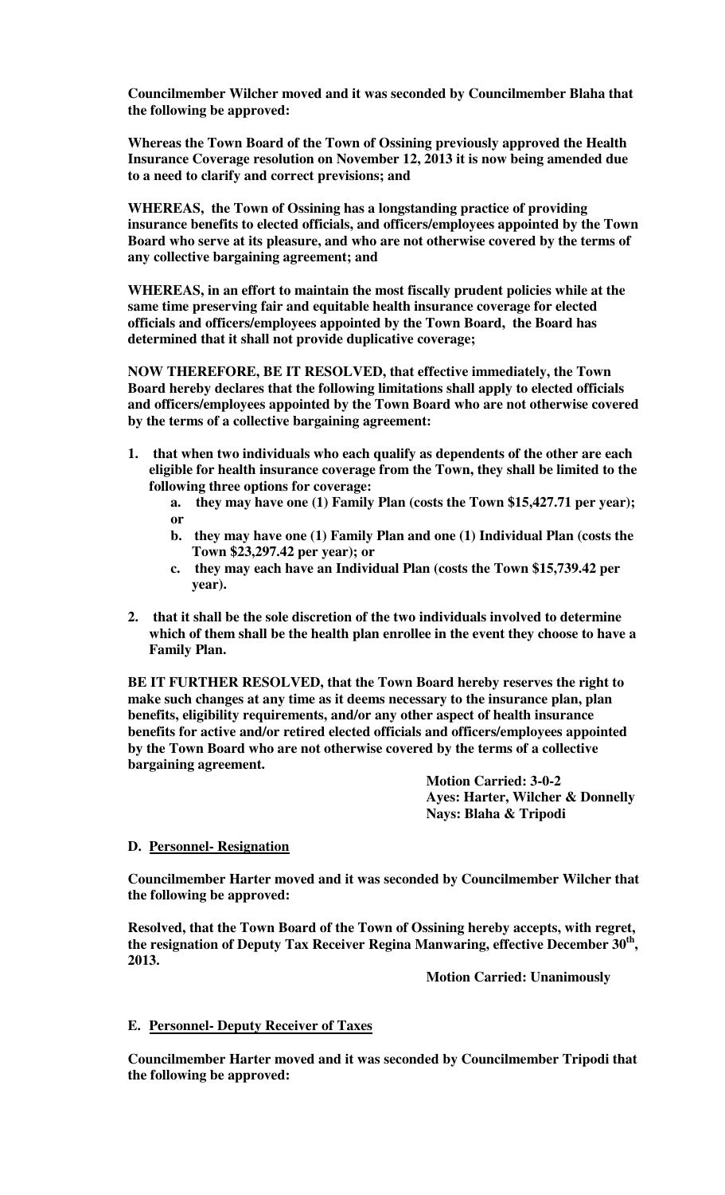**Councilmember Wilcher moved and it was seconded by Councilmember Blaha that the following be approved:**

**Whereas the Town Board of the Town of Ossining previously approved the Health Insurance Coverage resolution on November 12, 2013 it is now being amended due to a need to clarify and correct previsions; and**

**WHEREAS, the Town of Ossining has a longstanding practice of providing insurance benefits to elected officials, and officers/employees appointed by the Town Board who serve at its pleasure, and who are not otherwise covered by the terms of any collective bargaining agreement; and**

**WHEREAS, in an effort to maintain the most fiscally prudent policies while at the same time preserving fair and equitable health insurance coverage for elected officials and officers/employees appointed by the Town Board, the Board has determined that it shall not provide duplicative coverage;**

**NOW THEREFORE, BE IT RESOLVED, that effective immediately, the Town Board hereby declares that the following limitations shall apply to elected officials and officers/employees appointed by the Town Board who are not otherwise covered by the terms of a collective bargaining agreement:**

1. **that when two individuals who each qualify as dependents of the other are each eligible for health insurance coverage from the Town, they shall be limited to the following three options for coverage:**
   a. **they may have one (1) Family Plan (costs the Town $15,427.71 per year); or**
   b. **they may have one (1) Family Plan and one (1) Individual Plan (costs the Town $23,297.42 per year); or**
   c. **they may each have an Individual Plan (costs the Town $15,739.42 per year).**
2. **that it shall be the sole discretion of the two individuals involved to determine which of them shall be the health plan enrollee in the event they choose to have a Family Plan.**

**BE IT FURTHER RESOLVED, that the Town Board hereby reserves the right to make such changes at any time as it deems necessary to the insurance plan, plan benefits, eligibility requirements, and/or any other aspect of health insurance benefits for active and/or retired elected officials and officers/employees appointed by the Town Board who are not otherwise covered by the terms of a collective bargaining agreement.**

**Motion Carried: 3-0-2**
**Ayes: Harter, Wilcher & Donnelly**
**Nays: Blaha & Tripodi**

**D. Personnel- Resignation**

**Councilmember Harter moved and it was seconded by Councilmember Wilcher that the following be approved:**

**Resolved, that the Town Board of the Town of Ossining hereby accepts, with regret, the resignation of Deputy Tax Receiver Regina Manwaring, effective December 30th, 2013.**

**Motion Carried: Unanimously**

**E. Personnel- Deputy Receiver of Taxes**

**Councilmember Harter moved and it was seconded by Councilmember Tripodi that the following be approved:**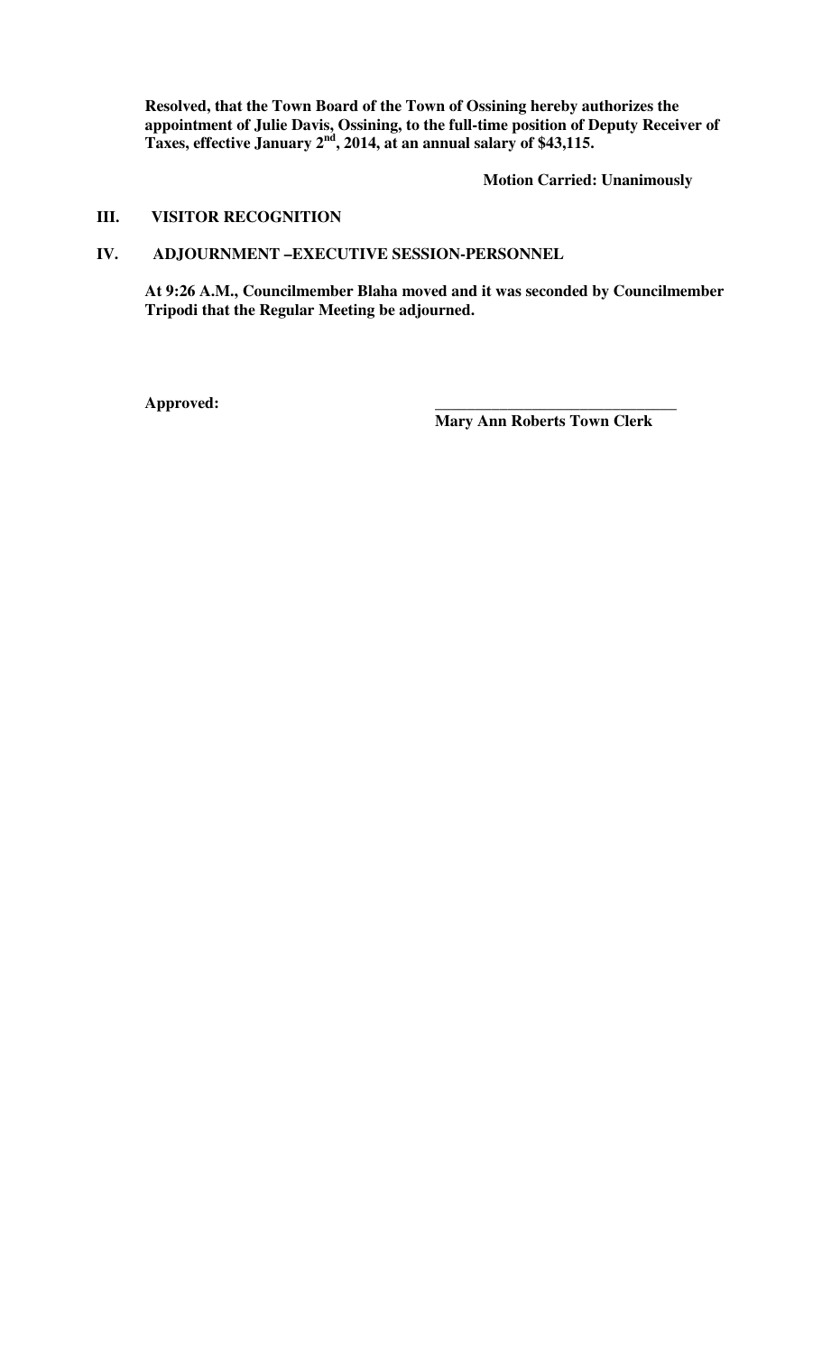**Resolved, that the Town Board of the Town of Ossining hereby authorizes the appointment of Julie Davis, Ossining, to the full-time position of Deputy Receiver of Taxes, effective January 2nd, 2014, at an annual salary of $43,115.**

**Motion Carried: Unanimously**

## III. VISITOR RECOGNITION

## IV. ADJOURNMENT –EXECUTIVE SESSION-PERSONNEL

**At 9:26 A.M., Councilmember Blaha moved and it was seconded by Councilmember Tripodi that the Regular Meeting be adjourned.**

**Approved:** ______________________________

**Mary Ann Roberts Town Clerk**